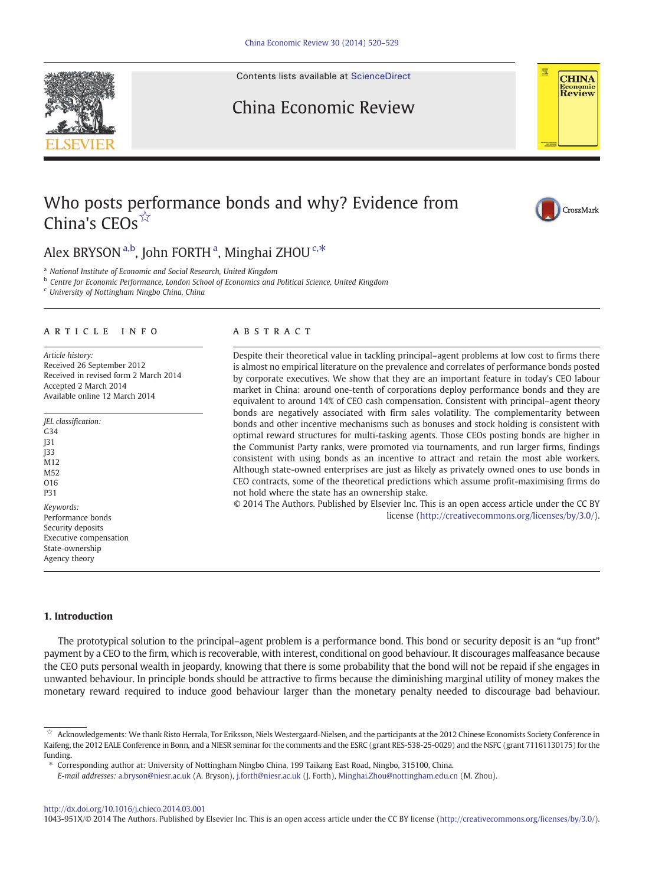# Who posts performance bonds and why? Evidence from China's CEOs[☆]

Alex BRYSON [a,b], John FORTH [a], Minghai ZHOU [c,*]

[a] National Institute of Economic and Social Research, United Kingdom
[b] Centre for Economic Performance, London School of Economics and Political Science, United Kingdom
[c] University of Nottingham Ningbo China, China

## ARTICLE INFO

*Article history:*
Received 26 September 2012
Received in revised form 2 March 2014
Accepted 2 March 2014
Available online 12 March 2014

*JEL classification:*
G34
J31
J33
M12
M52
O16
P31

*Keywords:*
Performance bonds
Security deposits
Executive compensation
State-ownership
Agency theory

## ABSTRACT

Despite their theoretical value in tackling principal–agent problems at low cost to firms there is almost no empirical literature on the prevalence and correlates of performance bonds posted by corporate executives. We show that they are an important feature in today's CEO labour market in China: around one-tenth of corporations deploy performance bonds and they are equivalent to around 14% of CEO cash compensation. Consistent with principal–agent theory bonds are negatively associated with firm sales volatility. The complementarity between bonds and other incentive mechanisms such as bonuses and stock holding is consistent with optimal reward structures for multi-tasking agents. Those CEOs posting bonds are higher in the Communist Party ranks, were promoted via tournaments, and run larger firms, findings consistent with using bonds as an incentive to attract and retain the most able workers. Although state-owned enterprises are just as likely as privately owned ones to use bonds in CEO contracts, some of the theoretical predictions which assume profit-maximising firms do not hold where the state has an ownership stake.

© 2014 The Authors. Published by Elsevier Inc. This is an open access article under the CC BY license (http://creativecommons.org/licenses/by/3.0/).

## 1. Introduction

The prototypical solution to the principal–agent problem is a performance bond. This bond or security deposit is an "up front" payment by a CEO to the firm, which is recoverable, with interest, conditional on good behaviour. It discourages malfeasance because the CEO puts personal wealth in jeopardy, knowing that there is some probability that the bond will not be repaid if she engages in unwanted behaviour. In principle bonds should be attractive to firms because the diminishing marginal utility of money makes the monetary reward required to induce good behaviour larger than the monetary penalty needed to discourage bad behaviour.

---

☆ Acknowledgements: We thank Risto Herrala, Tor Eriksson, Niels Westergaard-Nielsen, and the participants at the 2012 Chinese Economists Society Conference in Kaifeng, the 2012 EALE Conference in Bonn, and a NIESR seminar for the comments and the ESRC (grant RES-538-25-0029) and the NSFC (grant 71161130175) for the funding.

\* Corresponding author at: University of Nottingham Ningbo China, 199 Taikang East Road, Ningbo, 315100, China.
*E-mail addresses:* a.bryson@niesr.ac.uk (A. Bryson), j.forth@niesr.ac.uk (J. Forth), Minghai.Zhou@nottingham.edu.cn (M. Zhou).

http://dx.doi.org/10.1016/j.chieco.2014.03.001
1043-951X/© 2014 The Authors. Published by Elsevier Inc. This is an open access article under the CC BY license (http://creativecommons.org/licenses/by/3.0/).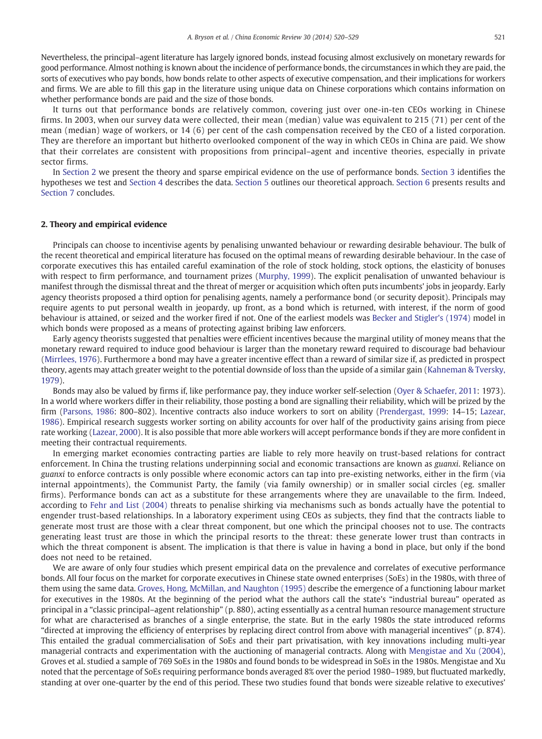Nevertheless, the principal–agent literature has largely ignored bonds, instead focusing almost exclusively on monetary rewards for good performance. Almost nothing is known about the incidence of performance bonds, the circumstances in which they are paid, the sorts of executives who pay bonds, how bonds relate to other aspects of executive compensation, and their implications for workers and firms. We are able to fill this gap in the literature using unique data on Chinese corporations which contains information on whether performance bonds are paid and the size of those bonds.

It turns out that performance bonds are relatively common, covering just over one-in-ten CEOs working in Chinese firms. In 2003, when our survey data were collected, their mean (median) value was equivalent to 215 (71) per cent of the mean (median) wage of workers, or 14 (6) per cent of the cash compensation received by the CEO of a listed corporation. They are therefore an important but hitherto overlooked component of the way in which CEOs in China are paid. We show that their correlates are consistent with propositions from principal–agent and incentive theories, especially in private sector firms.

In Section 2 we present the theory and sparse empirical evidence on the use of performance bonds. Section 3 identifies the hypotheses we test and Section 4 describes the data. Section 5 outlines our theoretical approach. Section 6 presents results and Section 7 concludes.

## 2. Theory and empirical evidence

Principals can choose to incentivise agents by penalising unwanted behaviour or rewarding desirable behaviour. The bulk of the recent theoretical and empirical literature has focused on the optimal means of rewarding desirable behaviour. In the case of corporate executives this has entailed careful examination of the role of stock holding, stock options, the elasticity of bonuses with respect to firm performance, and tournament prizes (Murphy, 1999). The explicit penalisation of unwanted behaviour is manifest through the dismissal threat and the threat of merger or acquisition which often puts incumbents' jobs in jeopardy. Early agency theorists proposed a third option for penalising agents, namely a performance bond (or security deposit). Principals may require agents to put personal wealth in jeopardy, up front, as a bond which is returned, with interest, if the norm of good behaviour is attained, or seized and the worker fired if not. One of the earliest models was Becker and Stigler's (1974) model in which bonds were proposed as a means of protecting against bribing law enforcers.

Early agency theorists suggested that penalties were efficient incentives because the marginal utility of money means that the monetary reward required to induce good behaviour is larger than the monetary reward required to discourage bad behaviour (Mirrlees, 1976). Furthermore a bond may have a greater incentive effect than a reward of similar size if, as predicted in prospect theory, agents may attach greater weight to the potential downside of loss than the upside of a similar gain (Kahneman & Tversky, 1979).

Bonds may also be valued by firms if, like performance pay, they induce worker self-selection (Oyer & Schaefer, 2011: 1973). In a world where workers differ in their reliability, those posting a bond are signalling their reliability, which will be prized by the firm (Parsons, 1986: 800–802). Incentive contracts also induce workers to sort on ability (Prendergast, 1999: 14–15; Lazear, 1986). Empirical research suggests worker sorting on ability accounts for over half of the productivity gains arising from piece rate working (Lazear, 2000). It is also possible that more able workers will accept performance bonds if they are more confident in meeting their contractual requirements.

In emerging market economies contracting parties are liable to rely more heavily on trust-based relations for contract enforcement. In China the trusting relations underpinning social and economic transactions are known as *guanxi*. Reliance on *guanxi* to enforce contracts is only possible where economic actors can tap into pre-existing networks, either in the firm (via internal appointments), the Communist Party, the family (via family ownership) or in smaller social circles (eg. smaller firms). Performance bonds can act as a substitute for these arrangements where they are unavailable to the firm. Indeed, according to Fehr and List (2004) threats to penalise shirking via mechanisms such as bonds actually have the potential to engender trust-based relationships. In a laboratory experiment using CEOs as subjects, they find that the contracts liable to generate most trust are those with a clear threat component, but one which the principal chooses not to use. The contracts generating least trust are those in which the principal resorts to the threat: these generate lower trust than contracts in which the threat component is absent. The implication is that there is value in having a bond in place, but only if the bond does not need to be retained.

We are aware of only four studies which present empirical data on the prevalence and correlates of executive performance bonds. All four focus on the market for corporate executives in Chinese state owned enterprises (SoEs) in the 1980s, with three of them using the same data. Groves, Hong, McMillan, and Naughton (1995) describe the emergence of a functioning labour market for executives in the 1980s. At the beginning of the period what the authors call the state's "industrial bureau" operated as principal in a "classic principal–agent relationship" (p. 880), acting essentially as a central human resource management structure for what are characterised as branches of a single enterprise, the state. But in the early 1980s the state introduced reforms "directed at improving the efficiency of enterprises by replacing direct control from above with managerial incentives" (p. 874). This entailed the gradual commercialisation of SoEs and their part privatisation, with key innovations including multi-year managerial contracts and experimentation with the auctioning of managerial contracts. Along with Mengistae and Xu (2004), Groves et al. studied a sample of 769 SoEs in the 1980s and found bonds to be widespread in SoEs in the 1980s. Mengistae and Xu noted that the percentage of SoEs requiring performance bonds averaged 8% over the period 1980–1989, but fluctuated markedly, standing at over one-quarter by the end of this period. These two studies found that bonds were sizeable relative to executives'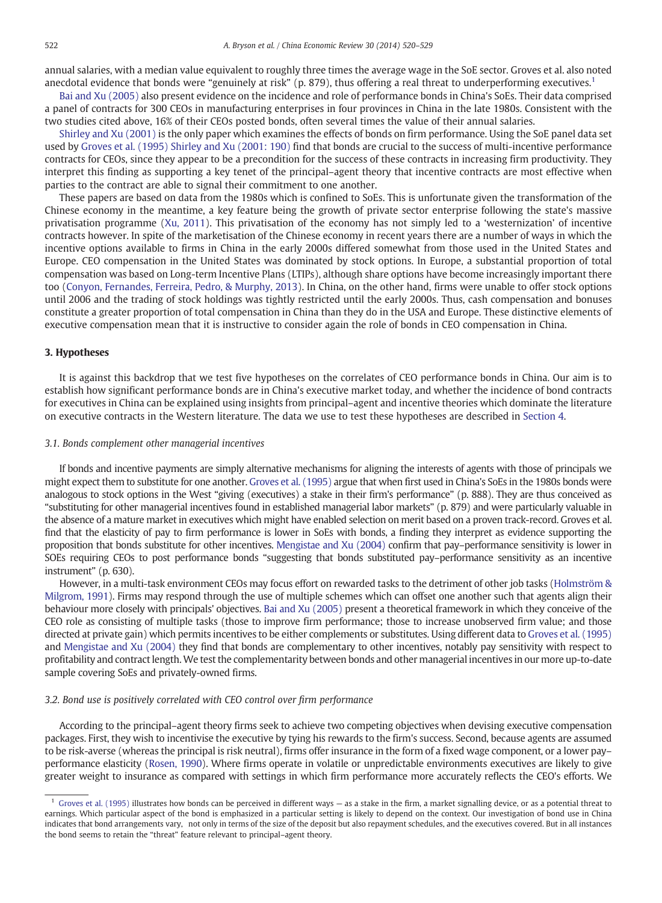annual salaries, with a median value equivalent to roughly three times the average wage in the SoE sector. Groves et al. also noted anecdotal evidence that bonds were "genuinely at risk" (p. 879), thus offering a real threat to underperforming executives.[1]

Bai and Xu (2005) also present evidence on the incidence and role of performance bonds in China's SoEs. Their data comprised a panel of contracts for 300 CEOs in manufacturing enterprises in four provinces in China in the late 1980s. Consistent with the two studies cited above, 16% of their CEOs posted bonds, often several times the value of their annual salaries.

Shirley and Xu (2001) is the only paper which examines the effects of bonds on firm performance. Using the SoE panel data set used by Groves et al. (1995) Shirley and Xu (2001: 190) find that bonds are crucial to the success of multi-incentive performance contracts for CEOs, since they appear to be a precondition for the success of these contracts in increasing firm productivity. They interpret this finding as supporting a key tenet of the principal–agent theory that incentive contracts are most effective when parties to the contract are able to signal their commitment to one another.

These papers are based on data from the 1980s which is confined to SoEs. This is unfortunate given the transformation of the Chinese economy in the meantime, a key feature being the growth of private sector enterprise following the state's massive privatisation programme (Xu, 2011). This privatisation of the economy has not simply led to a 'westernization' of incentive contracts however. In spite of the marketisation of the Chinese economy in recent years there are a number of ways in which the incentive options available to firms in China in the early 2000s differed somewhat from those used in the United States and Europe. CEO compensation in the United States was dominated by stock options. In Europe, a substantial proportion of total compensation was based on Long-term Incentive Plans (LTIPs), although share options have become increasingly important there too (Conyon, Fernandes, Ferreira, Pedro, & Murphy, 2013). In China, on the other hand, firms were unable to offer stock options until 2006 and the trading of stock holdings was tightly restricted until the early 2000s. Thus, cash compensation and bonuses constitute a greater proportion of total compensation in China than they do in the USA and Europe. These distinctive elements of executive compensation mean that it is instructive to consider again the role of bonds in CEO compensation in China.

## 3. Hypotheses

It is against this backdrop that we test five hypotheses on the correlates of CEO performance bonds in China. Our aim is to establish how significant performance bonds are in China's executive market today, and whether the incidence of bond contracts for executives in China can be explained using insights from principal–agent and incentive theories which dominate the literature on executive contracts in the Western literature. The data we use to test these hypotheses are described in Section 4.

### 3.1. Bonds complement other managerial incentives

If bonds and incentive payments are simply alternative mechanisms for aligning the interests of agents with those of principals we might expect them to substitute for one another. Groves et al. (1995) argue that when first used in China's SoEs in the 1980s bonds were analogous to stock options in the West "giving (executives) a stake in their firm's performance" (p. 888). They are thus conceived as "substituting for other managerial incentives found in established managerial labor markets" (p. 879) and were particularly valuable in the absence of a mature market in executives which might have enabled selection on merit based on a proven track-record. Groves et al. find that the elasticity of pay to firm performance is lower in SoEs with bonds, a finding they interpret as evidence supporting the proposition that bonds substitute for other incentives. Mengistae and Xu (2004) confirm that pay–performance sensitivity is lower in SOEs requiring CEOs to post performance bonds "suggesting that bonds substituted pay–performance sensitivity as an incentive instrument" (p. 630).

However, in a multi-task environment CEOs may focus effort on rewarded tasks to the detriment of other job tasks (Holmström & Milgrom, 1991). Firms may respond through the use of multiple schemes which can offset one another such that agents align their behaviour more closely with principals' objectives. Bai and Xu (2005) present a theoretical framework in which they conceive of the CEO role as consisting of multiple tasks (those to improve firm performance; those to increase unobserved firm value; and those directed at private gain) which permits incentives to be either complements or substitutes. Using different data to Groves et al. (1995) and Mengistae and Xu (2004) they find that bonds are complementary to other incentives, notably pay sensitivity with respect to profitability and contract length. We test the complementarity between bonds and other managerial incentives in our more up-to-date sample covering SoEs and privately-owned firms.

### 3.2. Bond use is positively correlated with CEO control over firm performance

According to the principal–agent theory firms seek to achieve two competing objectives when devising executive compensation packages. First, they wish to incentivise the executive by tying his rewards to the firm's success. Second, because agents are assumed to be risk-averse (whereas the principal is risk neutral), firms offer insurance in the form of a fixed wage component, or a lower pay–performance elasticity (Rosen, 1990). Where firms operate in volatile or unpredictable environments executives are likely to give greater weight to insurance as compared with settings in which firm performance more accurately reflects the CEO's efforts. We

[1] Groves et al. (1995) illustrates how bonds can be perceived in different ways — as a stake in the firm, a market signalling device, or as a potential threat to earnings. Which particular aspect of the bond is emphasized in a particular setting is likely to depend on the context. Our investigation of bond use in China indicates that bond arrangements vary, not only in terms of the size of the deposit but also repayment schedules, and the executives covered. But in all instances the bond seems to retain the "threat" feature relevant to principal–agent theory.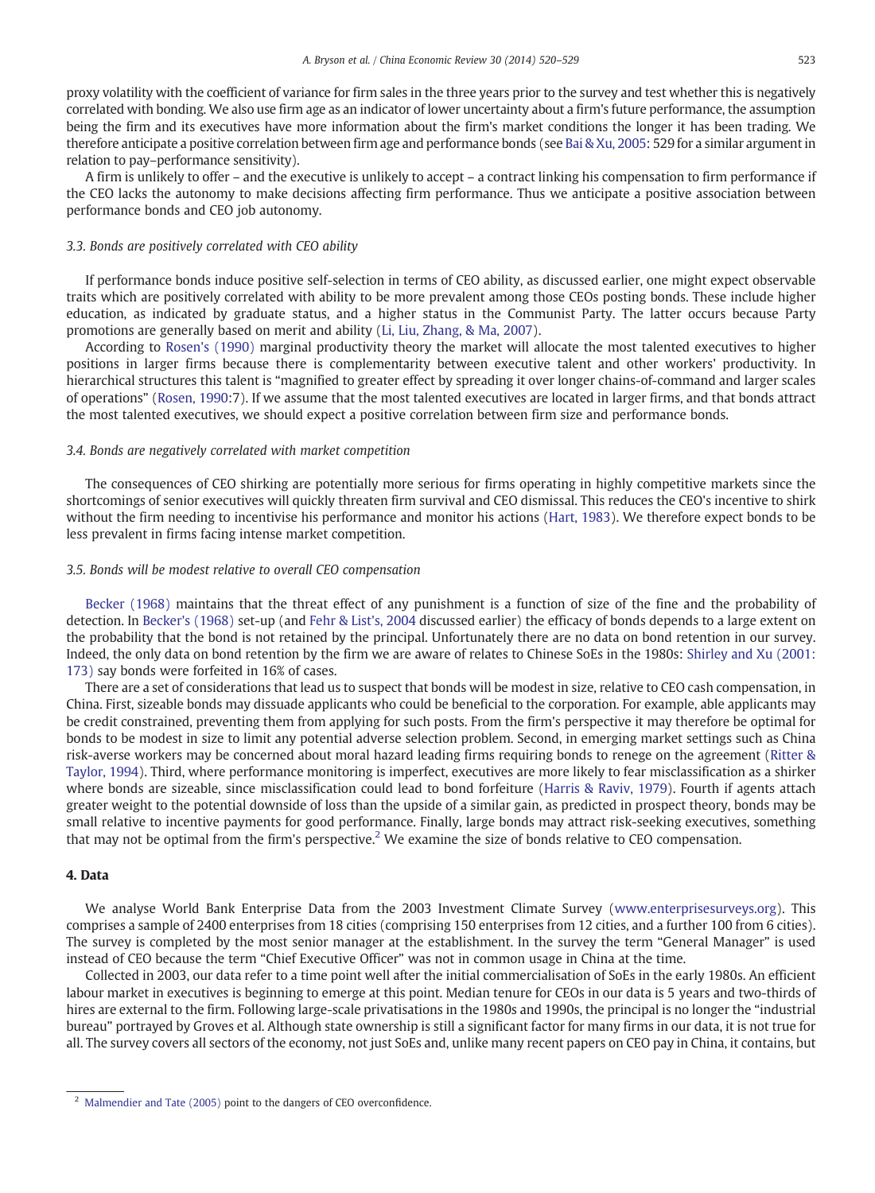proxy volatility with the coefficient of variance for firm sales in the three years prior to the survey and test whether this is negatively correlated with bonding. We also use firm age as an indicator of lower uncertainty about a firm's future performance, the assumption being the firm and its executives have more information about the firm's market conditions the longer it has been trading. We therefore anticipate a positive correlation between firm age and performance bonds (see Bai & Xu, 2005: 529 for a similar argument in relation to pay–performance sensitivity).

A firm is unlikely to offer – and the executive is unlikely to accept – a contract linking his compensation to firm performance if the CEO lacks the autonomy to make decisions affecting firm performance. Thus we anticipate a positive association between performance bonds and CEO job autonomy.

### 3.3. Bonds are positively correlated with CEO ability

If performance bonds induce positive self-selection in terms of CEO ability, as discussed earlier, one might expect observable traits which are positively correlated with ability to be more prevalent among those CEOs posting bonds. These include higher education, as indicated by graduate status, and a higher status in the Communist Party. The latter occurs because Party promotions are generally based on merit and ability (Li, Liu, Zhang, & Ma, 2007).

According to Rosen's (1990) marginal productivity theory the market will allocate the most talented executives to higher positions in larger firms because there is complementarity between executive talent and other workers' productivity. In hierarchical structures this talent is "magnified to greater effect by spreading it over longer chains-of-command and larger scales of operations" (Rosen, 1990:7). If we assume that the most talented executives are located in larger firms, and that bonds attract the most talented executives, we should expect a positive correlation between firm size and performance bonds.

### 3.4. Bonds are negatively correlated with market competition

The consequences of CEO shirking are potentially more serious for firms operating in highly competitive markets since the shortcomings of senior executives will quickly threaten firm survival and CEO dismissal. This reduces the CEO's incentive to shirk without the firm needing to incentivise his performance and monitor his actions (Hart, 1983). We therefore expect bonds to be less prevalent in firms facing intense market competition.

### 3.5. Bonds will be modest relative to overall CEO compensation

Becker (1968) maintains that the threat effect of any punishment is a function of size of the fine and the probability of detection. In Becker's (1968) set-up (and Fehr & List's, 2004 discussed earlier) the efficacy of bonds depends to a large extent on the probability that the bond is not retained by the principal. Unfortunately there are no data on bond retention in our survey. Indeed, the only data on bond retention by the firm we are aware of relates to Chinese SoEs in the 1980s: Shirley and Xu (2001: 173) say bonds were forfeited in 16% of cases.

There are a set of considerations that lead us to suspect that bonds will be modest in size, relative to CEO cash compensation, in China. First, sizeable bonds may dissuade applicants who could be beneficial to the corporation. For example, able applicants may be credit constrained, preventing them from applying for such posts. From the firm's perspective it may therefore be optimal for bonds to be modest in size to limit any potential adverse selection problem. Second, in emerging market settings such as China risk-averse workers may be concerned about moral hazard leading firms requiring bonds to renege on the agreement (Ritter & Taylor, 1994). Third, where performance monitoring is imperfect, executives are more likely to fear misclassification as a shirker where bonds are sizeable, since misclassification could lead to bond forfeiture (Harris & Raviv, 1979). Fourth if agents attach greater weight to the potential downside of loss than the upside of a similar gain, as predicted in prospect theory, bonds may be small relative to incentive payments for good performance. Finally, large bonds may attract risk-seeking executives, something that may not be optimal from the firm's perspective.[2] We examine the size of bonds relative to CEO compensation.

## 4. Data

We analyse World Bank Enterprise Data from the 2003 Investment Climate Survey (www.enterprisesurveys.org). This comprises a sample of 2400 enterprises from 18 cities (comprising 150 enterprises from 12 cities, and a further 100 from 6 cities). The survey is completed by the most senior manager at the establishment. In the survey the term "General Manager" is used instead of CEO because the term "Chief Executive Officer" was not in common usage in China at the time.

Collected in 2003, our data refer to a time point well after the initial commercialisation of SoEs in the early 1980s. An efficient labour market in executives is beginning to emerge at this point. Median tenure for CEOs in our data is 5 years and two-thirds of hires are external to the firm. Following large-scale privatisations in the 1980s and 1990s, the principal is no longer the "industrial bureau" portrayed by Groves et al. Although state ownership is still a significant factor for many firms in our data, it is not true for all. The survey covers all sectors of the economy, not just SoEs and, unlike many recent papers on CEO pay in China, it contains, but

[2] Malmendier and Tate (2005) point to the dangers of CEO overconfidence.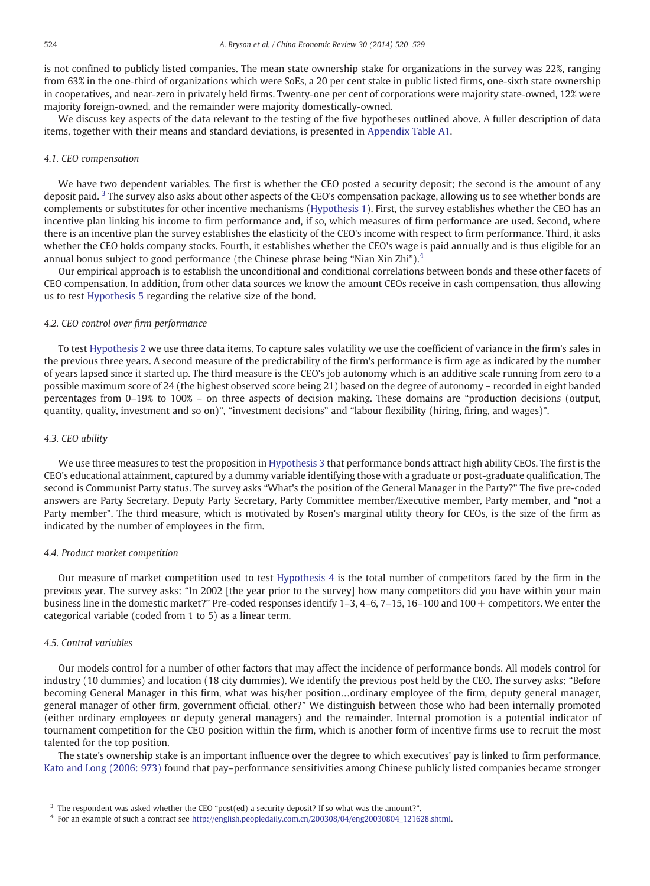is not confined to publicly listed companies. The mean state ownership stake for organizations in the survey was 22%, ranging from 63% in the one-third of organizations which were SoEs, a 20 per cent stake in public listed firms, one-sixth state ownership in cooperatives, and near-zero in privately held firms. Twenty-one per cent of corporations were majority state-owned, 12% were majority foreign-owned, and the remainder were majority domestically-owned.

We discuss key aspects of the data relevant to the testing of the five hypotheses outlined above. A fuller description of data items, together with their means and standard deviations, is presented in Appendix Table A1.

### 4.1. CEO compensation

We have two dependent variables. The first is whether the CEO posted a security deposit; the second is the amount of any deposit paid.[3] The survey also asks about other aspects of the CEO's compensation package, allowing us to see whether bonds are complements or substitutes for other incentive mechanisms (Hypothesis 1). First, the survey establishes whether the CEO has an incentive plan linking his income to firm performance and, if so, which measures of firm performance are used. Second, where there is an incentive plan the survey establishes the elasticity of the CEO's income with respect to firm performance. Third, it asks whether the CEO holds company stocks. Fourth, it establishes whether the CEO's wage is paid annually and is thus eligible for an annual bonus subject to good performance (the Chinese phrase being "Nian Xin Zhi").[4]

Our empirical approach is to establish the unconditional and conditional correlations between bonds and these other facets of CEO compensation. In addition, from other data sources we know the amount CEOs receive in cash compensation, thus allowing us to test Hypothesis 5 regarding the relative size of the bond.

### 4.2. CEO control over firm performance

To test Hypothesis 2 we use three data items. To capture sales volatility we use the coefficient of variance in the firm's sales in the previous three years. A second measure of the predictability of the firm's performance is firm age as indicated by the number of years lapsed since it started up. The third measure is the CEO's job autonomy which is an additive scale running from zero to a possible maximum score of 24 (the highest observed score being 21) based on the degree of autonomy – recorded in eight banded percentages from 0–19% to 100% – on three aspects of decision making. These domains are "production decisions (output, quantity, quality, investment and so on)", "investment decisions" and "labour flexibility (hiring, firing, and wages)".

### 4.3. CEO ability

We use three measures to test the proposition in Hypothesis 3 that performance bonds attract high ability CEOs. The first is the CEO's educational attainment, captured by a dummy variable identifying those with a graduate or post-graduate qualification. The second is Communist Party status. The survey asks "What's the position of the General Manager in the Party?" The five pre-coded answers are Party Secretary, Deputy Party Secretary, Party Committee member/Executive member, Party member, and "not a Party member". The third measure, which is motivated by Rosen's marginal utility theory for CEOs, is the size of the firm as indicated by the number of employees in the firm.

### 4.4. Product market competition

Our measure of market competition used to test Hypothesis 4 is the total number of competitors faced by the firm in the previous year. The survey asks: "In 2002 [the year prior to the survey] how many competitors did you have within your main business line in the domestic market?" Pre-coded responses identify 1–3, 4–6, 7–15, 16–100 and 100 + competitors. We enter the categorical variable (coded from 1 to 5) as a linear term.

### 4.5. Control variables

Our models control for a number of other factors that may affect the incidence of performance bonds. All models control for industry (10 dummies) and location (18 city dummies). We identify the previous post held by the CEO. The survey asks: "Before becoming General Manager in this firm, what was his/her position…ordinary employee of the firm, deputy general manager, general manager of other firm, government official, other?" We distinguish between those who had been internally promoted (either ordinary employees or deputy general managers) and the remainder. Internal promotion is a potential indicator of tournament competition for the CEO position within the firm, which is another form of incentive firms use to recruit the most talented for the top position.

The state's ownership stake is an important influence over the degree to which executives' pay is linked to firm performance. Kato and Long (2006: 973) found that pay–performance sensitivities among Chinese publicly listed companies became stronger

---

[3] The respondent was asked whether the CEO "post(ed) a security deposit? If so what was the amount?".

[4] For an example of such a contract see http://english.peopledaily.com.cn/200308/04/eng20030804_121628.shtml.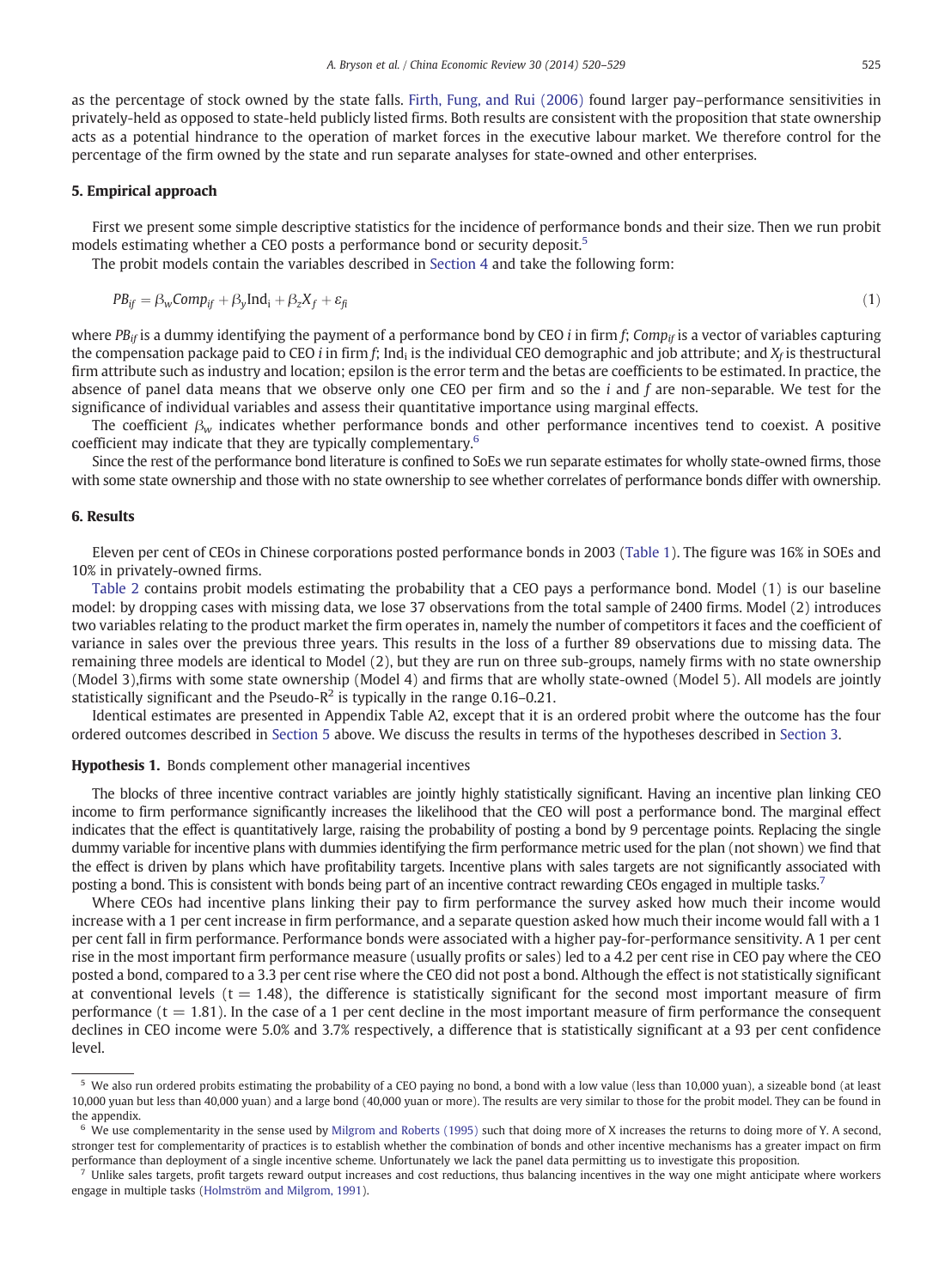as the percentage of stock owned by the state falls. Firth, Fung, and Rui (2006) found larger pay–performance sensitivities in privately-held as opposed to state-held publicly listed firms. Both results are consistent with the proposition that state ownership acts as a potential hindrance to the operation of market forces in the executive labour market. We therefore control for the percentage of the firm owned by the state and run separate analyses for state-owned and other enterprises.

## 5. Empirical approach

First we present some simple descriptive statistics for the incidence of performance bonds and their size. Then we run probit models estimating whether a CEO posts a performance bond or security deposit.[5]

The probit models contain the variables described in Section 4 and take the following form:

$$PB_{if} = \beta_w Comp_{if} + \beta_y \text{Ind}_i + \beta_z X_f + \varepsilon_{fi} \tag{1}$$

where $PB_{if}$ is a dummy identifying the payment of a performance bond by CEO $i$ in firm $f$; $Comp_{if}$ is a vector of variables capturing the compensation package paid to CEO $i$ in firm $f$; $\text{Ind}_i$ is the individual CEO demographic and job attribute; and $X_f$ is thestructural firm attribute such as industry and location; epsilon is the error term and the betas are coefficients to be estimated. In practice, the absence of panel data means that we observe only one CEO per firm and so the $i$ and $f$ are non-separable. We test for the significance of individual variables and assess their quantitative importance using marginal effects.

The coefficient $\beta_w$ indicates whether performance bonds and other performance incentives tend to coexist. A positive coefficient may indicate that they are typically complementary.[6]

Since the rest of the performance bond literature is confined to SoEs we run separate estimates for wholly state-owned firms, those with some state ownership and those with no state ownership to see whether correlates of performance bonds differ with ownership.

## 6. Results

Eleven per cent of CEOs in Chinese corporations posted performance bonds in 2003 (Table 1). The figure was 16% in SOEs and 10% in privately-owned firms.

Table 2 contains probit models estimating the probability that a CEO pays a performance bond. Model (1) is our baseline model: by dropping cases with missing data, we lose 37 observations from the total sample of 2400 firms. Model (2) introduces two variables relating to the product market the firm operates in, namely the number of competitors it faces and the coefficient of variance in sales over the previous three years. This results in the loss of a further 89 observations due to missing data. The remaining three models are identical to Model (2), but they are run on three sub-groups, namely firms with no state ownership (Model 3),firms with some state ownership (Model 4) and firms that are wholly state-owned (Model 5). All models are jointly statistically significant and the Pseudo-$R^2$ is typically in the range 0.16–0.21.

Identical estimates are presented in Appendix Table A2, except that it is an ordered probit where the outcome has the four ordered outcomes described in Section 5 above. We discuss the results in terms of the hypotheses described in Section 3.

**Hypothesis 1.** Bonds complement other managerial incentives

The blocks of three incentive contract variables are jointly highly statistically significant. Having an incentive plan linking CEO income to firm performance significantly increases the likelihood that the CEO will post a performance bond. The marginal effect indicates that the effect is quantitatively large, raising the probability of posting a bond by 9 percentage points. Replacing the single dummy variable for incentive plans with dummies identifying the firm performance metric used for the plan (not shown) we find that the effect is driven by plans which have profitability targets. Incentive plans with sales targets are not significantly associated with posting a bond. This is consistent with bonds being part of an incentive contract rewarding CEOs engaged in multiple tasks.[7]

Where CEOs had incentive plans linking their pay to firm performance the survey asked how much their income would increase with a 1 per cent increase in firm performance, and a separate question asked how much their income would fall with a 1 per cent fall in firm performance. Performance bonds were associated with a higher pay-for-performance sensitivity. A 1 per cent rise in the most important firm performance measure (usually profits or sales) led to a 4.2 per cent rise in CEO pay where the CEO posted a bond, compared to a 3.3 per cent rise where the CEO did not post a bond. Although the effect is not statistically significant at conventional levels ($t = 1.48$), the difference is statistically significant for the second most important measure of firm performance ($t = 1.81$). In the case of a 1 per cent decline in the most important measure of firm performance the consequent declines in CEO income were 5.0% and 3.7% respectively, a difference that is statistically significant at a 93 per cent confidence level.

---

[5] We also run ordered probits estimating the probability of a CEO paying no bond, a bond with a low value (less than 10,000 yuan), a sizeable bond (at least 10,000 yuan but less than 40,000 yuan) and a large bond (40,000 yuan or more). The results are very similar to those for the probit model. They can be found in the appendix.

[6] We use complementarity in the sense used by Milgrom and Roberts (1995) such that doing more of X increases the returns to doing more of Y. A second, stronger test for complementarity of practices is to establish whether the combination of bonds and other incentive mechanisms has a greater impact on firm performance than deployment of a single incentive scheme. Unfortunately we lack the panel data permitting us to investigate this proposition.

[7] Unlike sales targets, profit targets reward output increases and cost reductions, thus balancing incentives in the way one might anticipate where workers engage in multiple tasks (Holmström and Milgrom, 1991).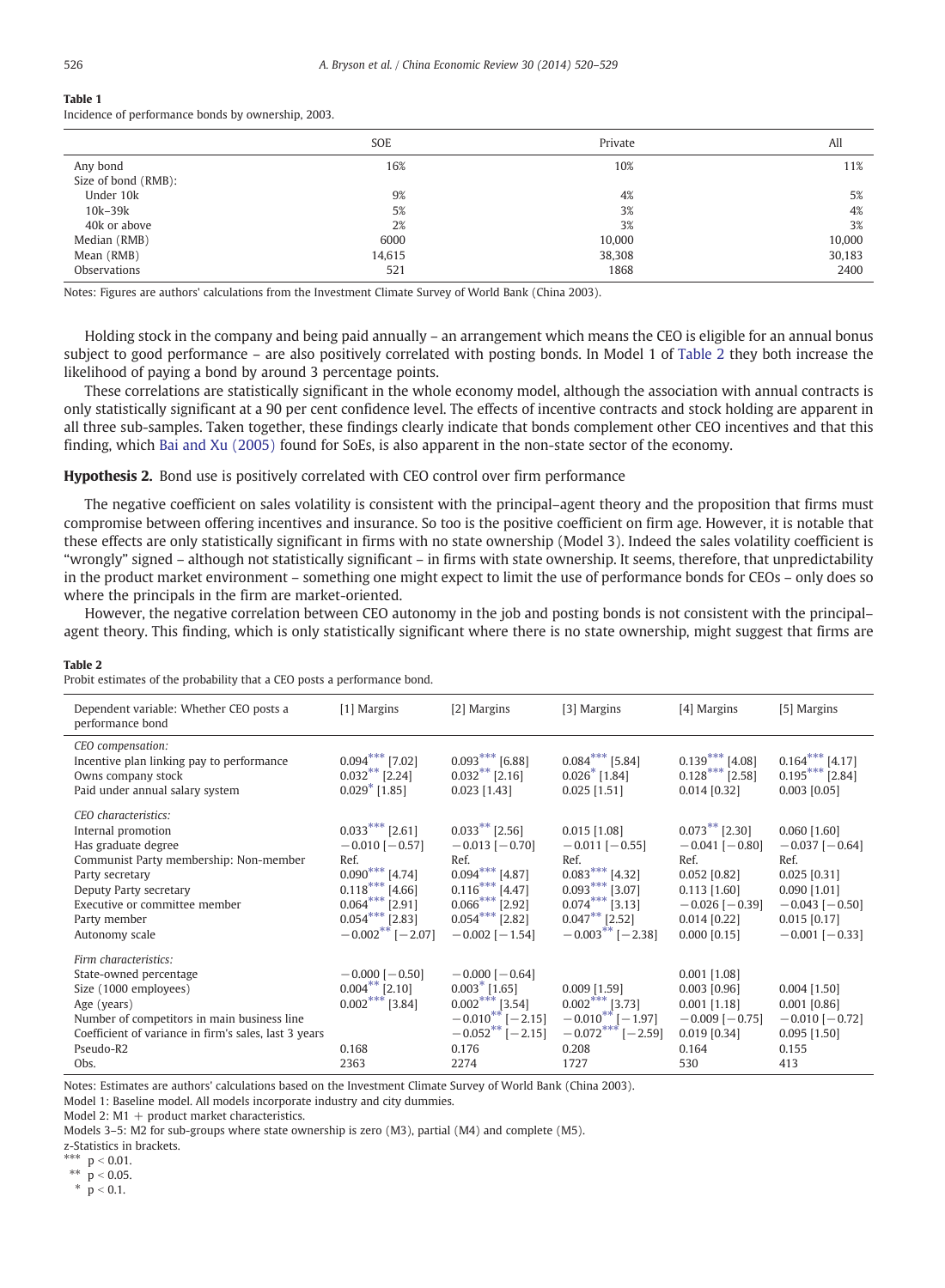**Table 1**
Incidence of performance bonds by ownership, 2003.

| | SOE | Private | All |
|---|---|---|---|
| Any bond | 16% | 10% | 11% |
| Size of bond (RMB): | | | |
| Under 10k | 9% | 4% | 5% |
| 10k–39k | 5% | 3% | 4% |
| 40k or above | 2% | 3% | 3% |
| Median (RMB) | 6000 | 10,000 | 10,000 |
| Mean (RMB) | 14,615 | 38,308 | 30,183 |
| Observations | 521 | 1868 | 2400 |

Notes: Figures are authors' calculations from the Investment Climate Survey of World Bank (China 2003).

Holding stock in the company and being paid annually – an arrangement which means the CEO is eligible for an annual bonus subject to good performance – are also positively correlated with posting bonds. In Model 1 of Table 2 they both increase the likelihood of paying a bond by around 3 percentage points.

These correlations are statistically significant in the whole economy model, although the association with annual contracts is only statistically significant at a 90 per cent confidence level. The effects of incentive contracts and stock holding are apparent in all three sub-samples. Taken together, these findings clearly indicate that bonds complement other CEO incentives and that this finding, which Bai and Xu (2005) found for SoEs, is also apparent in the non-state sector of the economy.

**Hypothesis 2.** Bond use is positively correlated with CEO control over firm performance

The negative coefficient on sales volatility is consistent with the principal–agent theory and the proposition that firms must compromise between offering incentives and insurance. So too is the positive coefficient on firm age. However, it is notable that these effects are only statistically significant in firms with no state ownership (Model 3). Indeed the sales volatility coefficient is "wrongly" signed – although not statistically significant – in firms with state ownership. It seems, therefore, that unpredictability in the product market environment – something one might expect to limit the use of performance bonds for CEOs – only does so where the principals in the firm are market-oriented.

However, the negative correlation between CEO autonomy in the job and posting bonds is not consistent with the principal–agent theory. This finding, which is only statistically significant where there is no state ownership, might suggest that firms are

**Table 2**
Probit estimates of the probability that a CEO posts a performance bond.

| Dependent variable: Whether CEO posts a performance bond | [1] Margins | [2] Margins | [3] Margins | [4] Margins | [5] Margins |
|---|---|---|---|---|---|
| *CEO compensation:* | | | | | |
| Incentive plan linking pay to performance | 0.094*** [7.02] | 0.093*** [6.88] | 0.084*** [5.84] | 0.139*** [4.08] | 0.164*** [4.17] |
| Owns company stock | 0.032** [2.24] | 0.032** [2.16] | 0.026* [1.84] | 0.128*** [2.58] | 0.195*** [2.84] |
| Paid under annual salary system | 0.029* [1.85] | 0.023 [1.43] | 0.025 [1.51] | 0.014 [0.32] | 0.003 [0.05] |
| *CEO characteristics:* | | | | | |
| Internal promotion | 0.033*** [2.61] | 0.033** [2.56] | 0.015 [1.08] | 0.073** [2.30] | 0.060 [1.60] |
| Has graduate degree | −0.010 [−0.57] | −0.013 [−0.70] | −0.011 [−0.55] | −0.041 [−0.80] | −0.037 [−0.64] |
| Communist Party membership: Non-member | Ref. | Ref. | Ref. | Ref. | Ref. |
| Party secretary | 0.090*** [4.74] | 0.094*** [4.87] | 0.083*** [4.32] | 0.052 [0.82] | 0.025 [0.31] |
| Deputy Party secretary | 0.118*** [4.66] | 0.116*** [4.47] | 0.093*** [3.07] | 0.113 [1.60] | 0.090 [1.01] |
| Executive or committee member | 0.064*** [2.91] | 0.066*** [2.92] | 0.074*** [3.13] | −0.026 [−0.39] | −0.043 [−0.50] |
| Party member | 0.054*** [2.83] | 0.054*** [2.82] | 0.047** [2.52] | 0.014 [0.22] | 0.015 [0.17] |
| Autonomy scale | −0.002** [−2.07] | −0.002 [−1.54] | −0.003** [−2.38] | 0.000 [0.15] | −0.001 [−0.33] |
| *Firm characteristics:* | | | | | |
| State-owned percentage | −0.000 [−0.50] | −0.000 [−0.64] | | 0.001 [1.08] | |
| Size (1000 employees) | 0.004** [2.10] | 0.003* [1.65] | 0.009 [1.59] | 0.003 [0.96] | 0.004 [1.50] |
| Age (years) | 0.002*** [3.84] | 0.002*** [3.54] | 0.002*** [3.73] | 0.001 [1.18] | 0.001 [0.86] |
| Number of competitors in main business line | | −0.010** [−2.15] | −0.010** [−1.97] | −0.009 [−0.75] | −0.010 [−0.72] |
| Coefficient of variance in firm's sales, last 3 years | | −0.052** [−2.15] | −0.072*** [−2.59] | 0.019 [0.34] | 0.095 [1.50] |
| Pseudo-R2 | 0.168 | 0.176 | 0.208 | 0.164 | 0.155 |
| Obs. | 2363 | 2274 | 1727 | 530 | 413 |

Notes: Estimates are authors' calculations based on the Investment Climate Survey of World Bank (China 2003).

Model 1: Baseline model. All models incorporate industry and city dummies.

Model 2: M1 + product market characteristics.

Models 3–5: M2 for sub-groups where state ownership is zero (M3), partial (M4) and complete (M5).

z-Statistics in brackets.

*** $p < 0.01$.

** $p < 0.05$.

* $p < 0.1$.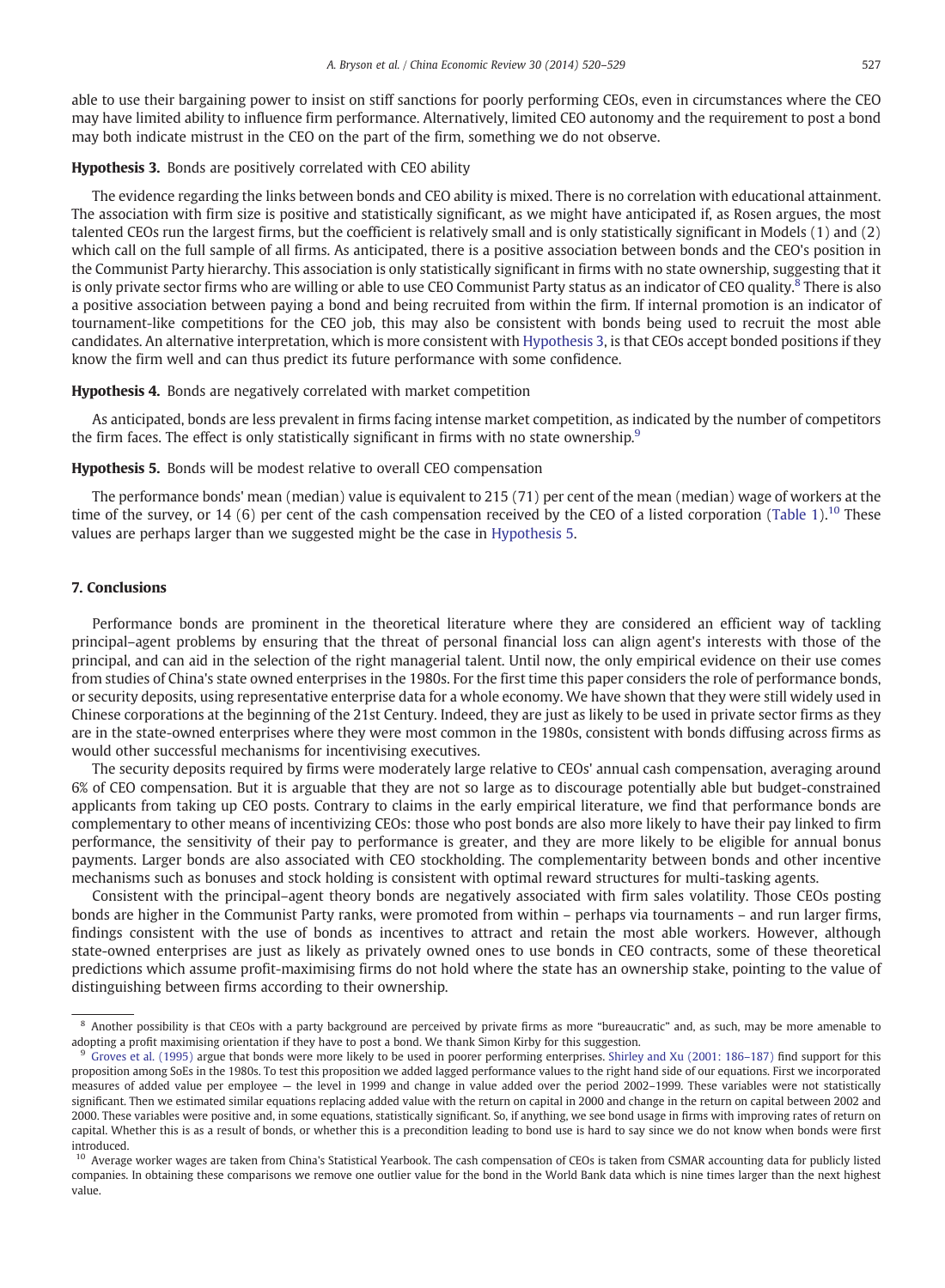able to use their bargaining power to insist on stiff sanctions for poorly performing CEOs, even in circumstances where the CEO may have limited ability to influence firm performance. Alternatively, limited CEO autonomy and the requirement to post a bond may both indicate mistrust in the CEO on the part of the firm, something we do not observe.

**Hypothesis 3.** Bonds are positively correlated with CEO ability

The evidence regarding the links between bonds and CEO ability is mixed. There is no correlation with educational attainment. The association with firm size is positive and statistically significant, as we might have anticipated if, as Rosen argues, the most talented CEOs run the largest firms, but the coefficient is relatively small and is only statistically significant in Models (1) and (2) which call on the full sample of all firms. As anticipated, there is a positive association between bonds and the CEO's position in the Communist Party hierarchy. This association is only statistically significant in firms with no state ownership, suggesting that it is only private sector firms who are willing or able to use CEO Communist Party status as an indicator of CEO quality.[8] There is also a positive association between paying a bond and being recruited from within the firm. If internal promotion is an indicator of tournament-like competitions for the CEO job, this may also be consistent with bonds being used to recruit the most able candidates. An alternative interpretation, which is more consistent with Hypothesis 3, is that CEOs accept bonded positions if they know the firm well and can thus predict its future performance with some confidence.

**Hypothesis 4.** Bonds are negatively correlated with market competition

As anticipated, bonds are less prevalent in firms facing intense market competition, as indicated by the number of competitors the firm faces. The effect is only statistically significant in firms with no state ownership.[9]

**Hypothesis 5.** Bonds will be modest relative to overall CEO compensation

The performance bonds' mean (median) value is equivalent to 215 (71) per cent of the mean (median) wage of workers at the time of the survey, or 14 (6) per cent of the cash compensation received by the CEO of a listed corporation (Table 1).[10] These values are perhaps larger than we suggested might be the case in Hypothesis 5.

## 7. Conclusions

Performance bonds are prominent in the theoretical literature where they are considered an efficient way of tackling principal–agent problems by ensuring that the threat of personal financial loss can align agent's interests with those of the principal, and can aid in the selection of the right managerial talent. Until now, the only empirical evidence on their use comes from studies of China's state owned enterprises in the 1980s. For the first time this paper considers the role of performance bonds, or security deposits, using representative enterprise data for a whole economy. We have shown that they were still widely used in Chinese corporations at the beginning of the 21st Century. Indeed, they are just as likely to be used in private sector firms as they are in the state-owned enterprises where they were most common in the 1980s, consistent with bonds diffusing across firms as would other successful mechanisms for incentivising executives.

The security deposits required by firms were moderately large relative to CEOs' annual cash compensation, averaging around 6% of CEO compensation. But it is arguable that they are not so large as to discourage potentially able but budget-constrained applicants from taking up CEO posts. Contrary to claims in the early empirical literature, we find that performance bonds are complementary to other means of incentivizing CEOs: those who post bonds are also more likely to have their pay linked to firm performance, the sensitivity of their pay to performance is greater, and they are more likely to be eligible for annual bonus payments. Larger bonds are also associated with CEO stockholding. The complementarity between bonds and other incentive mechanisms such as bonuses and stock holding is consistent with optimal reward structures for multi-tasking agents.

Consistent with the principal–agent theory bonds are negatively associated with firm sales volatility. Those CEOs posting bonds are higher in the Communist Party ranks, were promoted from within – perhaps via tournaments – and run larger firms, findings consistent with the use of bonds as incentives to attract and retain the most able workers. However, although state-owned enterprises are just as likely as privately owned ones to use bonds in CEO contracts, some of these theoretical predictions which assume profit-maximising firms do not hold where the state has an ownership stake, pointing to the value of distinguishing between firms according to their ownership.

---

[8] Another possibility is that CEOs with a party background are perceived by private firms as more "bureaucratic" and, as such, may be more amenable to adopting a profit maximising orientation if they have to post a bond. We thank Simon Kirby for this suggestion.

[9] Groves et al. (1995) argue that bonds were more likely to be used in poorer performing enterprises. Shirley and Xu (2001: 186–187) find support for this proposition among SoEs in the 1980s. To test this proposition we added lagged performance values to the right hand side of our equations. First we incorporated measures of added value per employee — the level in 1999 and change in value added over the period 2002–1999. These variables were not statistically significant. Then we estimated similar equations replacing added value with the return on capital in 2000 and change in the return on capital between 2002 and 2000. These variables were positive and, in some equations, statistically significant. So, if anything, we see bond usage in firms with improving rates of return on capital. Whether this is as a result of bonds, or whether this is a precondition leading to bond use is hard to say since we do not know when bonds were first introduced.

[10] Average worker wages are taken from China's Statistical Yearbook. The cash compensation of CEOs is taken from CSMAR accounting data for publicly listed companies. In obtaining these comparisons we remove one outlier value for the bond in the World Bank data which is nine times larger than the next highest value.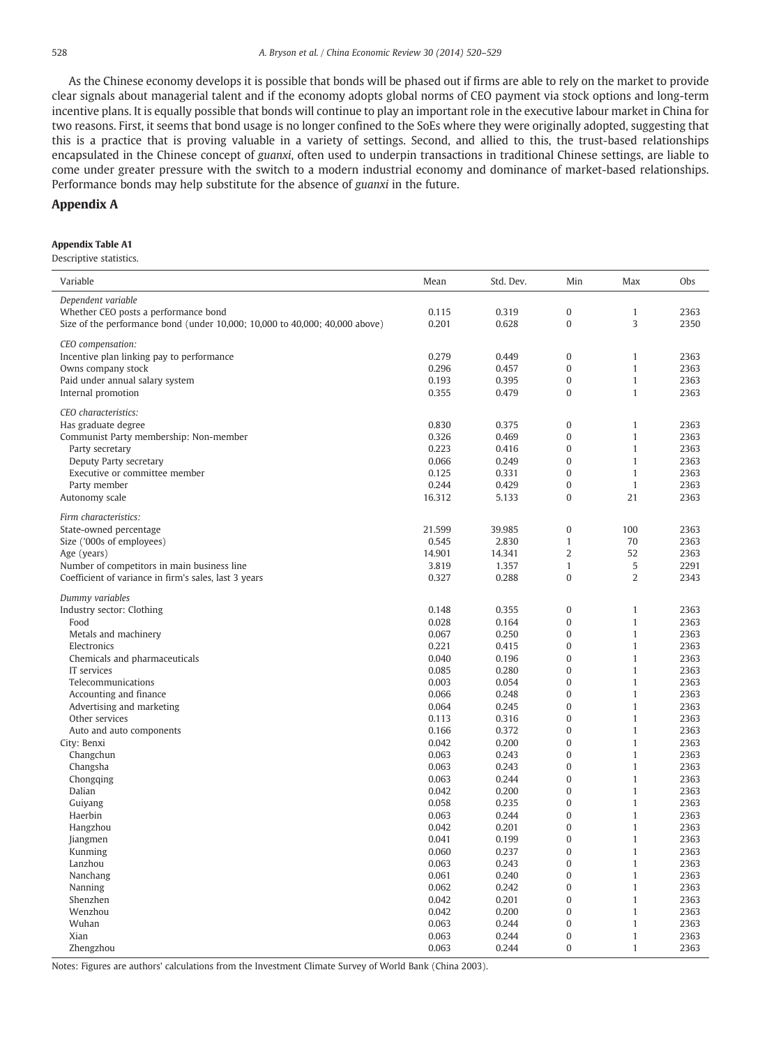As the Chinese economy develops it is possible that bonds will be phased out if firms are able to rely on the market to provide clear signals about managerial talent and if the economy adopts global norms of CEO payment via stock options and long-term incentive plans. It is equally possible that bonds will continue to play an important role in the executive labour market in China for two reasons. First, it seems that bond usage is no longer confined to the SoEs where they were originally adopted, suggesting that this is a practice that is proving valuable in a variety of settings. Second, and allied to this, the trust-based relationships encapsulated in the Chinese concept of *guanxi*, often used to underpin transactions in traditional Chinese settings, are liable to come under greater pressure with the switch to a modern industrial economy and dominance of market-based relationships. Performance bonds may help substitute for the absence of *guanxi* in the future.

## Appendix A

**Appendix Table A1**

Descriptive statistics.

| Variable | Mean | Std. Dev. | Min | Max | Obs |
|---|---|---|---|---|---|
| *Dependent variable* | | | | | |
| Whether CEO posts a performance bond | 0.115 | 0.319 | 0 | 1 | 2363 |
| Size of the performance bond (under 10,000; 10,000 to 40,000; 40,000 above) | 0.201 | 0.628 | 0 | 3 | 2350 |
| *CEO compensation:* | | | | | |
| Incentive plan linking pay to performance | 0.279 | 0.449 | 0 | 1 | 2363 |
| Owns company stock | 0.296 | 0.457 | 0 | 1 | 2363 |
| Paid under annual salary system | 0.193 | 0.395 | 0 | 1 | 2363 |
| Internal promotion | 0.355 | 0.479 | 0 | 1 | 2363 |
| *CEO characteristics:* | | | | | |
| Has graduate degree | 0.830 | 0.375 | 0 | 1 | 2363 |
| Communist Party membership: Non-member | 0.326 | 0.469 | 0 | 1 | 2363 |
| Party secretary | 0.223 | 0.416 | 0 | 1 | 2363 |
| Deputy Party secretary | 0.066 | 0.249 | 0 | 1 | 2363 |
| Executive or committee member | 0.125 | 0.331 | 0 | 1 | 2363 |
| Party member | 0.244 | 0.429 | 0 | 1 | 2363 |
| Autonomy scale | 16.312 | 5.133 | 0 | 21 | 2363 |
| *Firm characteristics:* | | | | | |
| State-owned percentage | 21.599 | 39.985 | 0 | 100 | 2363 |
| Size ('000s of employees) | 0.545 | 2.830 | 1 | 70 | 2363 |
| Age (years) | 14.901 | 14.341 | 2 | 52 | 2363 |
| Number of competitors in main business line | 3.819 | 1.357 | 1 | 5 | 2291 |
| Coefficient of variance in firm's sales, last 3 years | 0.327 | 0.288 | 0 | 2 | 2343 |
| *Dummy variables* | | | | | |
| Industry sector: Clothing | 0.148 | 0.355 | 0 | 1 | 2363 |
| Food | 0.028 | 0.164 | 0 | 1 | 2363 |
| Metals and machinery | 0.067 | 0.250 | 0 | 1 | 2363 |
| Electronics | 0.221 | 0.415 | 0 | 1 | 2363 |
| Chemicals and pharmaceuticals | 0.040 | 0.196 | 0 | 1 | 2363 |
| IT services | 0.085 | 0.280 | 0 | 1 | 2363 |
| Telecommunications | 0.003 | 0.054 | 0 | 1 | 2363 |
| Accounting and finance | 0.066 | 0.248 | 0 | 1 | 2363 |
| Advertising and marketing | 0.064 | 0.245 | 0 | 1 | 2363 |
| Other services | 0.113 | 0.316 | 0 | 1 | 2363 |
| Auto and auto components | 0.166 | 0.372 | 0 | 1 | 2363 |
| City: Benxi | 0.042 | 0.200 | 0 | 1 | 2363 |
| Changchun | 0.063 | 0.243 | 0 | 1 | 2363 |
| Changsha | 0.063 | 0.243 | 0 | 1 | 2363 |
| Chongqing | 0.063 | 0.244 | 0 | 1 | 2363 |
| Dalian | 0.042 | 0.200 | 0 | 1 | 2363 |
| Guiyang | 0.058 | 0.235 | 0 | 1 | 2363 |
| Haerbin | 0.063 | 0.244 | 0 | 1 | 2363 |
| Hangzhou | 0.042 | 0.201 | 0 | 1 | 2363 |
| Jiangmen | 0.041 | 0.199 | 0 | 1 | 2363 |
| Kunming | 0.060 | 0.237 | 0 | 1 | 2363 |
| Lanzhou | 0.063 | 0.243 | 0 | 1 | 2363 |
| Nanchang | 0.061 | 0.240 | 0 | 1 | 2363 |
| Nanning | 0.062 | 0.242 | 0 | 1 | 2363 |
| Shenzhen | 0.042 | 0.201 | 0 | 1 | 2363 |
| Wenzhou | 0.042 | 0.200 | 0 | 1 | 2363 |
| Wuhan | 0.063 | 0.244 | 0 | 1 | 2363 |
| Xian | 0.063 | 0.244 | 0 | 1 | 2363 |
| Zhengzhou | 0.063 | 0.244 | 0 | 1 | 2363 |

Notes: Figures are authors' calculations from the Investment Climate Survey of World Bank (China 2003).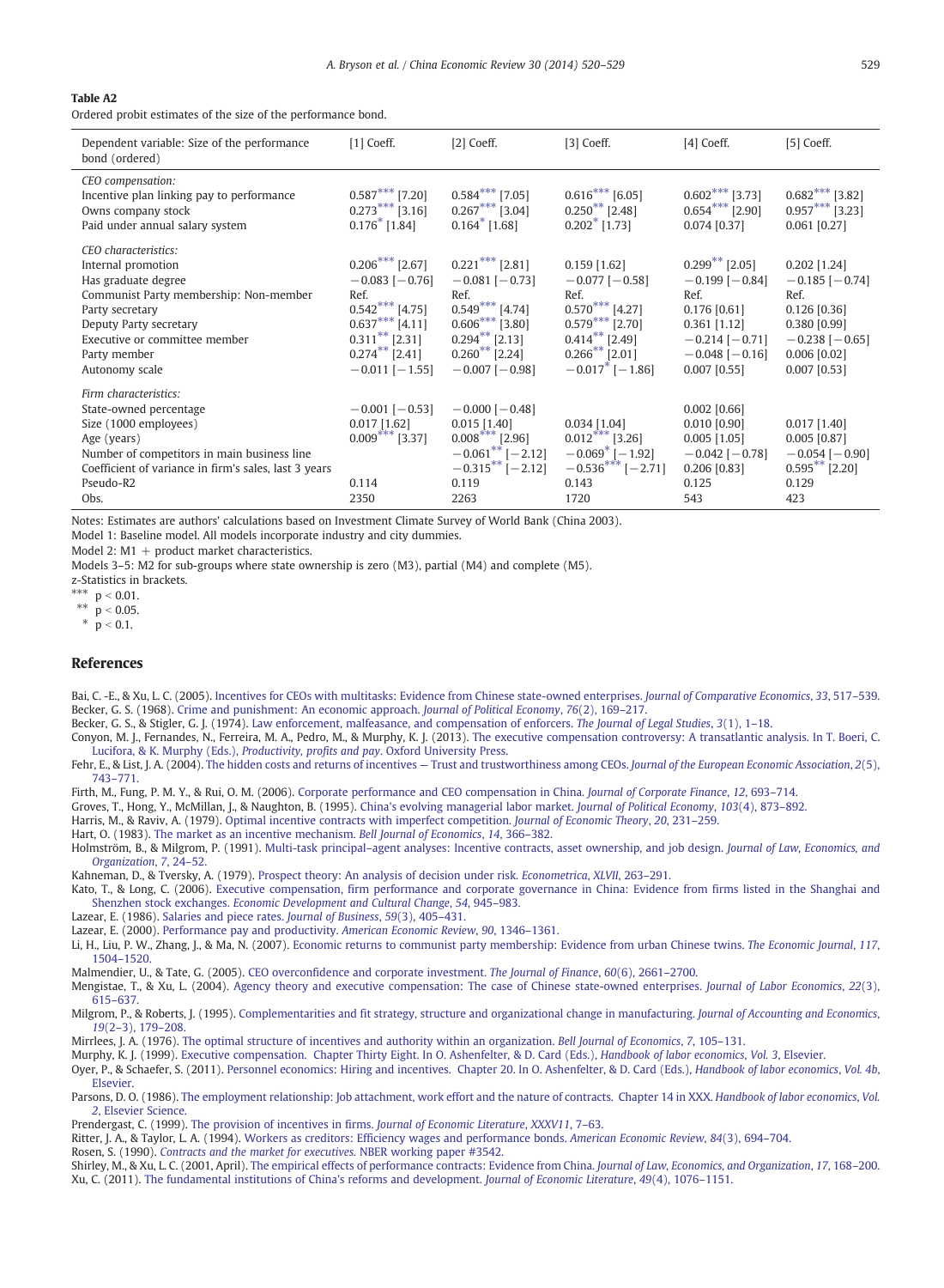**Table A2**

Ordered probit estimates of the size of the performance bond.

| Dependent variable: Size of the performance bond (ordered) | [1] Coeff. | [2] Coeff. | [3] Coeff. | [4] Coeff. | [5] Coeff. |
|---|---|---|---|---|---|
| *CEO compensation:* | | | | | |
| Incentive plan linking pay to performance | 0.587*** [7.20] | 0.584*** [7.05] | 0.616*** [6.05] | 0.602*** [3.73] | 0.682*** [3.82] |
| Owns company stock | 0.273*** [3.16] | 0.267*** [3.04] | 0.250** [2.48] | 0.654*** [2.90] | 0.957*** [3.23] |
| Paid under annual salary system | 0.176* [1.84] | 0.164* [1.68] | 0.202* [1.73] | 0.074 [0.37] | 0.061 [0.27] |
| *CEO characteristics:* | | | | | |
| Internal promotion | 0.206*** [2.67] | 0.221*** [2.81] | 0.159 [1.62] | 0.299** [2.05] | 0.202 [1.24] |
| Has graduate degree | −0.083 [−0.76] | −0.081 [−0.73] | −0.077 [−0.58] | −0.199 [−0.84] | −0.185 [−0.74] |
| Communist Party membership: Non-member | Ref. | Ref. | Ref. | Ref. | Ref. |
| Party secretary | 0.542*** [4.75] | 0.549*** [4.74] | 0.570*** [4.27] | 0.176 [0.61] | 0.126 [0.36] |
| Deputy Party secretary | 0.637*** [4.11] | 0.606*** [3.80] | 0.579*** [2.70] | 0.361 [1.12] | 0.380 [0.99] |
| Executive or committee member | 0.311** [2.31] | 0.294** [2.13] | 0.414** [2.49] | −0.214 [−0.71] | −0.238 [−0.65] |
| Party member | 0.274** [2.41] | 0.260** [2.24] | 0.266** [2.01] | −0.048 [−0.16] | 0.006 [0.02] |
| Autonomy scale | −0.011 [−1.55] | −0.007 [−0.98] | −0.017* [−1.86] | 0.007 [0.55] | 0.007 [0.53] |
| *Firm characteristics:* | | | | | |
| State-owned percentage | −0.001 [−0.53] | −0.000 [−0.48] | | 0.002 [0.66] | |
| Size (1000 employees) | 0.017 [1.62] | 0.015 [1.40] | 0.034 [1.04] | 0.010 [0.90] | 0.017 [1.40] |
| Age (years) | 0.009*** [3.37] | 0.008*** [2.96] | 0.012*** [3.26] | 0.005 [1.05] | 0.005 [0.87] |
| Number of competitors in main business line | | −0.061** [−2.12] | −0.069* [−1.92] | −0.042 [−0.78] | −0.054 [−0.90] |
| Coefficient of variance in firm's sales, last 3 years | | −0.315** [−2.12] | −0.536*** [−2.71] | 0.206 [0.83] | 0.595** [2.20] |
| Pseudo-R2 | 0.114 | 0.119 | 0.143 | 0.125 | 0.129 |
| Obs. | 2350 | 2263 | 1720 | 543 | 423 |

Notes: Estimates are authors' calculations based on Investment Climate Survey of World Bank (China 2003).

Model 1: Baseline model. All models incorporate industry and city dummies.

Model 2: M1 + product market characteristics.

Models 3–5: M2 for sub-groups where state ownership is zero (M3), partial (M4) and complete (M5).

z-Statistics in brackets.

*** $p < 0.01$.
** $p < 0.05$.
* $p < 0.1$.

## References

Bai, C. -E., & Xu, L. C. (2005). Incentives for CEOs with multitasks: Evidence from Chinese state-owned enterprises. *Journal of Comparative Economics*, *33*, 517–539.

Becker, G. S. (1968). Crime and punishment: An economic approach. *Journal of Political Economy*, *76*(2), 169–217.

Becker, G. S., & Stigler, G. J. (1974). Law enforcement, malfeasance, and compensation of enforcers. *The Journal of Legal Studies*, *3*(1), 1–18.

Conyon, M. J., Fernandes, N., Ferreira, M. A., Pedro, M., & Murphy, K. J. (2013). The executive compensation controversy: A transatlantic analysis. In T. Boeri, C. Lucifora, & K. Murphy (Eds.), *Productivity, profits and pay*. Oxford University Press.

Fehr, E., & List, J. A. (2004). The hidden costs and returns of incentives — Trust and trustworthiness among CEOs. *Journal of the European Economic Association*, *2*(5), 743–771.

Firth, M., Fung, P. M. Y., & Rui, O. M. (2006). Corporate performance and CEO compensation in China. *Journal of Corporate Finance*, *12*, 693–714.

Groves, T., Hong, Y., McMillan, J., & Naughton, B. (1995). China's evolving managerial labor market. *Journal of Political Economy*, *103*(4), 873–892.

Harris, M., & Raviv, A. (1979). Optimal incentive contracts with imperfect competition. *Journal of Economic Theory*, *20*, 231–259.

Hart, O. (1983). The market as an incentive mechanism. *Bell Journal of Economics*, *14*, 366–382.

Holmström, B., & Milgrom, P. (1991). Multi-task principal–agent analyses: Incentive contracts, asset ownership, and job design. *Journal of Law, Economics, and Organization*, *7*, 24–52.

Kahneman, D., & Tversky, A. (1979). Prospect theory: An analysis of decision under risk. *Econometrica*, *XLVII*, 263–291.

Kato, T., & Long, C. (2006). Executive compensation, firm performance and corporate governance in China: Evidence from firms listed in the Shanghai and Shenzhen stock exchanges. *Economic Development and Cultural Change*, *54*, 945–983.

Lazear, E. (1986). Salaries and piece rates. *Journal of Business*, *59*(3), 405–431.

Lazear, E. (2000). Performance pay and productivity. *American Economic Review*, *90*, 1346–1361.

Li, H., Liu, P. W., Zhang, J., & Ma, N. (2007). Economic returns to communist party membership: Evidence from urban Chinese twins. *The Economic Journal*, *117*, 1504–1520.

Malmendier, U., & Tate, G. (2005). CEO overconfidence and corporate investment. *The Journal of Finance*, *60*(6), 2661–2700.

Mengistae, T., & Xu, L. (2004). Agency theory and executive compensation: The case of Chinese state-owned enterprises. *Journal of Labor Economics*, *22*(3), 615–637.

Milgrom, P., & Roberts, J. (1995). Complementarities and fit strategy, structure and organizational change in manufacturing. *Journal of Accounting and Economics*, *19*(2–3), 179–208.

Mirrlees, J. A. (1976). The optimal structure of incentives and authority within an organization. *Bell Journal of Economics*, *7*, 105–131.

Murphy, K. J. (1999). Executive compensation. Chapter Thirty Eight. In O. Ashenfelter, & D. Card (Eds.), *Handbook of labor economics*, *Vol. 3*, Elsevier.

Oyer, P., & Schaefer, S. (2011). Personnel economics: Hiring and incentives. Chapter 20. In O. Ashenfelter, & D. Card (Eds.), *Handbook of labor economics*, *Vol. 4b*, Elsevier.

Parsons, D. O. (1986). The employment relationship: Job attachment, work effort and the nature of contracts. Chapter 14 in XXX. *Handbook of labor economics*, *Vol. 2*, Elsevier Science.

Prendergast, C. (1999). The provision of incentives in firms. *Journal of Economic Literature*, *XXXV11*, 7–63.

Ritter, J. A., & Taylor, L. A. (1994). Workers as creditors: Efficiency wages and performance bonds. *American Economic Review*, *84*(3), 694–704.

Rosen, S. (1990). *Contracts and the market for executives.* NBER working paper #3542.

Shirley, M., & Xu, L. C. (2001, April). The empirical effects of performance contracts: Evidence from China. *Journal of Law, Economics, and Organization*, *17*, 168–200.

Xu, C. (2011). The fundamental institutions of China's reforms and development. *Journal of Economic Literature*, *49*(4), 1076–1151.